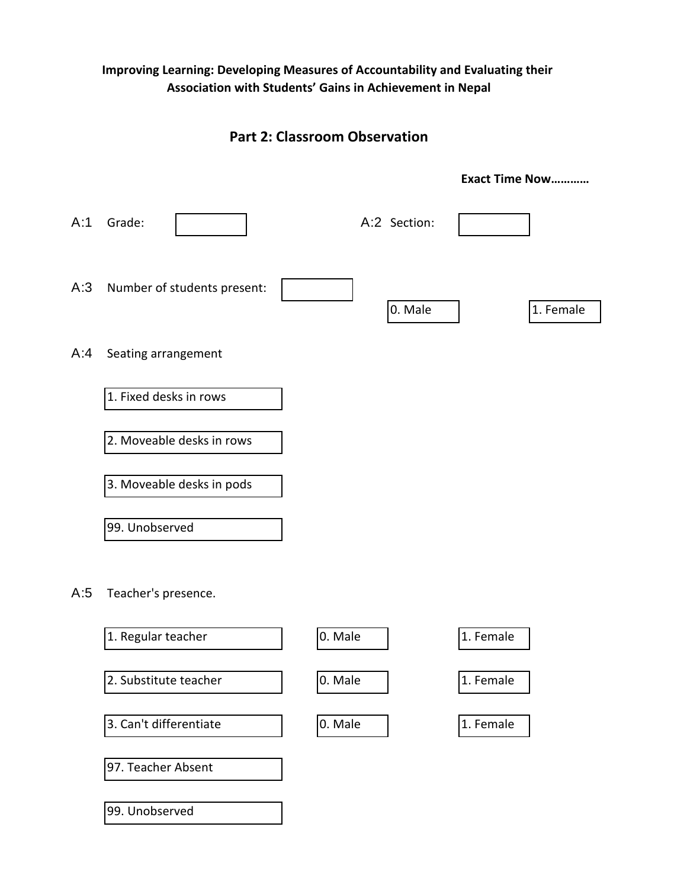**Improving Learning: Developing Measures of Accountability and Evaluating their Association with Students' Gains in Achievement in Nepal**

## Part 2: Classroom Observation

**Exact Time Now…………**

A:1 Grade: [ ]

A:2 Section: [ ]

A:3 Number of students present: [ ]

0. Male [ ]

1. Female [ ]

A:4 Seating arrangement

1. Fixed desks in rows
2. Moveable desks in rows
3. Moveable desks in pods

99. Unobserved

A:5 Teacher's presence.

| | | |
|---|---|---|
| 1. Regular teacher | 0. Male | 1. Female |
| 2. Substitute teacher | 0. Male | 1. Female |
| 3. Can't differentiate | 0. Male | 1. Female |
| 97. Teacher Absent | | |
| 99. Unobserved | | |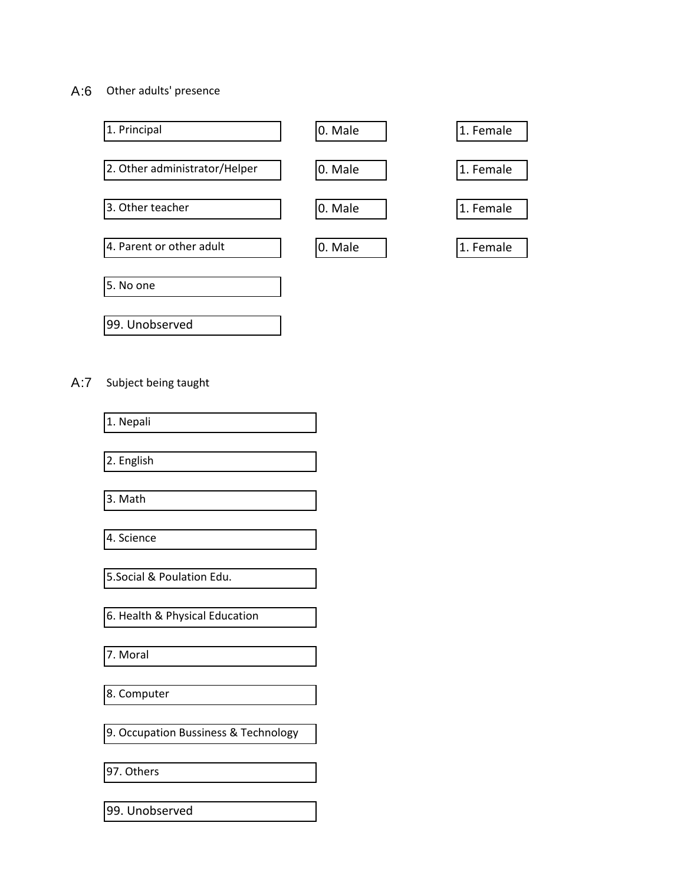A:6 Other adults' presence

| | | |
|---|---|---|
| 1. Principal | 0. Male | 1. Female |
| 2. Other administrator/Helper | 0. Male | 1. Female |
| 3. Other teacher | 0. Male | 1. Female |
| 4. Parent or other adult | 0. Male | 1. Female |
| 5. No one | | |
| 99. Unobserved | | |

A:7 Subject being taught

- 1. Nepali
- 2. English
- 3. Math
- 4. Science
- 5.Social & Poulation Edu.
- 6. Health & Physical Education
- 7. Moral
- 8. Computer
- 9. Occupation Bussiness & Technology
- 97. Others
- 99. Unobserved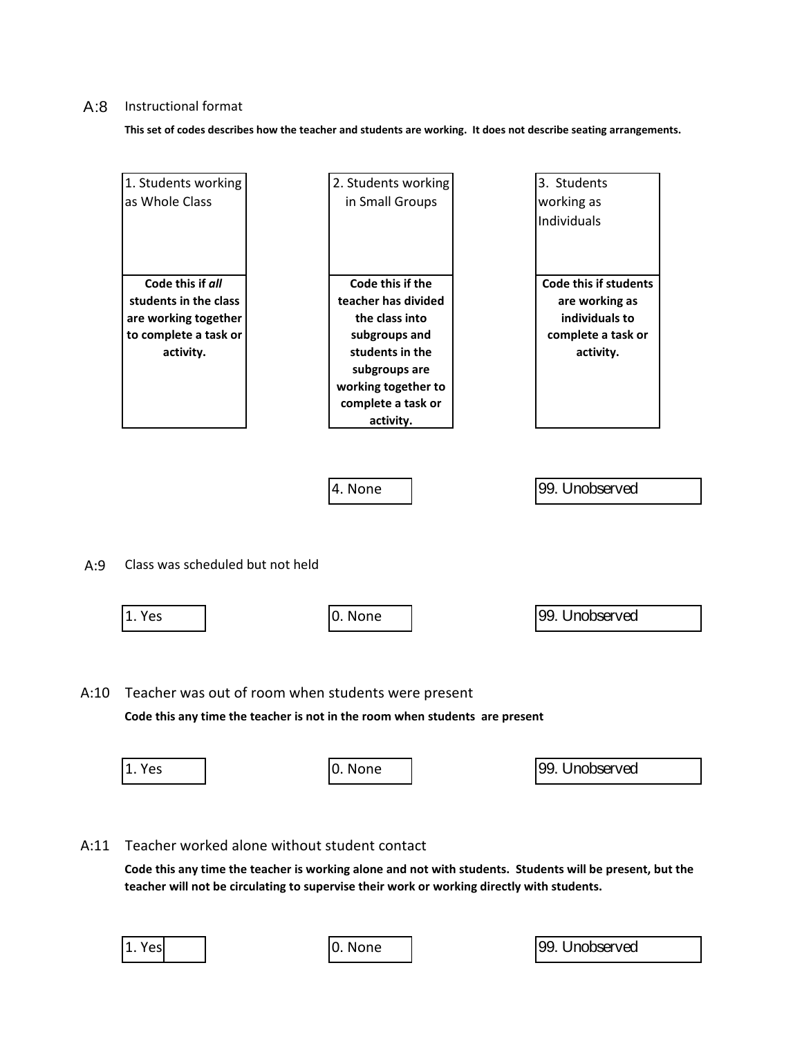### A:8 Instructional format

**This set of codes describes how the teacher and students are working. It does not describe seating arrangements.**

| 1. Students working as Whole Class | 2. Students working in Small Groups | 3. Students working as Individuals |
|---|---|---|
| **Code this if *all* students in the class are working together to complete a task or activity.** | **Code this if the teacher has divided the class into subgroups and students in the subgroups are working together to complete a task or activity.** | **Code this if students are working as individuals to complete a task or activity.** |

4. None

99. Unobserved

### A:9 Class was scheduled but not held

1. Yes

0. None

99. Unobserved

### A:10 Teacher was out of room when students were present

**Code this any time the teacher is not in the room when students are present**

1. Yes

0. None

99. Unobserved

### A:11 Teacher worked alone without student contact

**Code this any time the teacher is working alone and not with students. Students will be present, but the teacher will not be circulating to supervise their work or working directly with students.**

1. Yes

0. None

99. Unobserved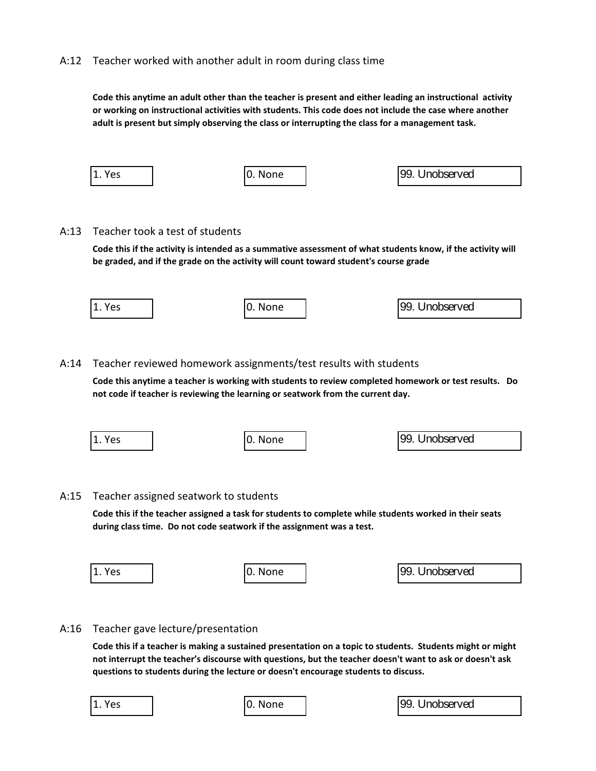A:12 Teacher worked with another adult in room during class time

**Code this anytime an adult other than the teacher is present and either leading an instructional activity or working on instructional activities with students. This code does not include the case where another adult is present but simply observing the class or interrupting the class for a management task.**

| 1. Yes | 0. None | 99. Unobserved |
|---|---|---|

A:13 Teacher took a test of students

**Code this if the activity is intended as a summative assessment of what students know, if the activity will be graded, and if the grade on the activity will count toward student's course grade**

| 1. Yes | 0. None | 99. Unobserved |
|---|---|---|

A:14 Teacher reviewed homework assignments/test results with students

**Code this anytime a teacher is working with students to review completed homework or test results. Do not code if teacher is reviewing the learning or seatwork from the current day.**

| 1. Yes | 0. None | 99. Unobserved |
|---|---|---|

A:15 Teacher assigned seatwork to students

**Code this if the teacher assigned a task for students to complete while students worked in their seats during class time. Do not code seatwork if the assignment was a test.**

| 1. Yes | 0. None | 99. Unobserved |
|---|---|---|

A:16 Teacher gave lecture/presentation

**Code this if a teacher is making a sustained presentation on a topic to students. Students might or might not interrupt the teacher's discourse with questions, but the teacher doesn't want to ask or doesn't ask questions to students during the lecture or doesn't encourage students to discuss.**

| 1. Yes | 0. None | 99. Unobserved |
|---|---|---|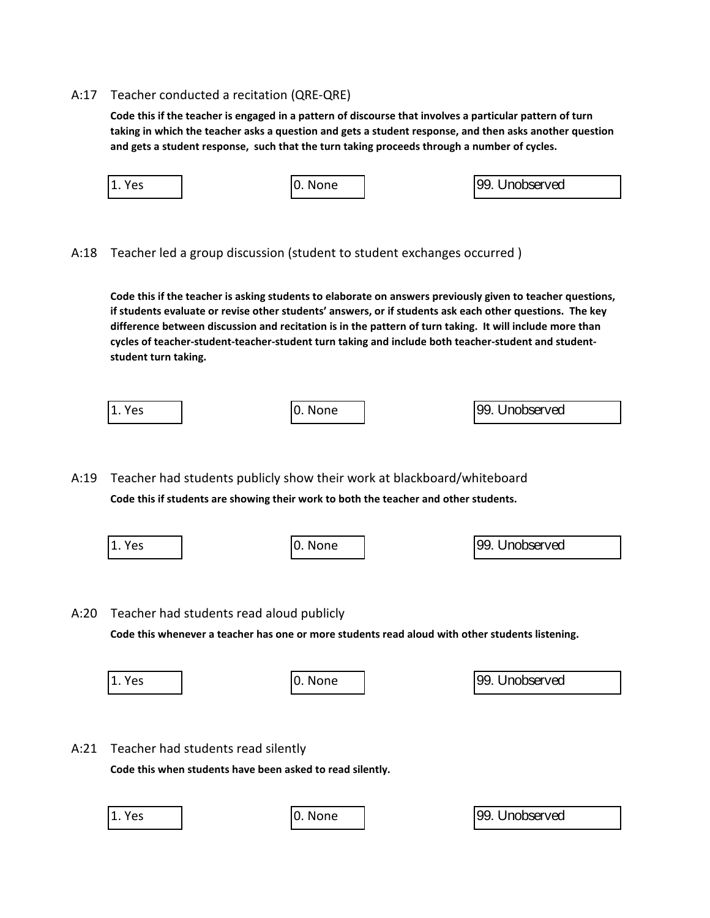A:17 Teacher conducted a recitation (QRE-QRE)

**Code this if the teacher is engaged in a pattern of discourse that involves a particular pattern of turn taking in which the teacher asks a question and gets a student response, and then asks another question and gets a student response, such that the turn taking proceeds through a number of cycles.**

| 1. Yes | 0. None | 99. Unobserved |
|---|---|---|

A:18 Teacher led a group discussion (student to student exchanges occurred )

**Code this if the teacher is asking students to elaborate on answers previously given to teacher questions, if students evaluate or revise other students' answers, or if students ask each other questions. The key difference between discussion and recitation is in the pattern of turn taking. It will include more than cycles of teacher-student-teacher-student turn taking and include both teacher-student and student-student turn taking.**

| 1. Yes | 0. None | 99. Unobserved |
|---|---|---|

A:19 Teacher had students publicly show their work at blackboard/whiteboard

**Code this if students are showing their work to both the teacher and other students.**

| 1. Yes | 0. None | 99. Unobserved |
|---|---|---|

A:20 Teacher had students read aloud publicly

**Code this whenever a teacher has one or more students read aloud with other students listening.**

| 1. Yes | 0. None | 99. Unobserved |
|---|---|---|

A:21 Teacher had students read silently

**Code this when students have been asked to read silently.**

| 1. Yes | 0. None | 99. Unobserved |
|---|---|---|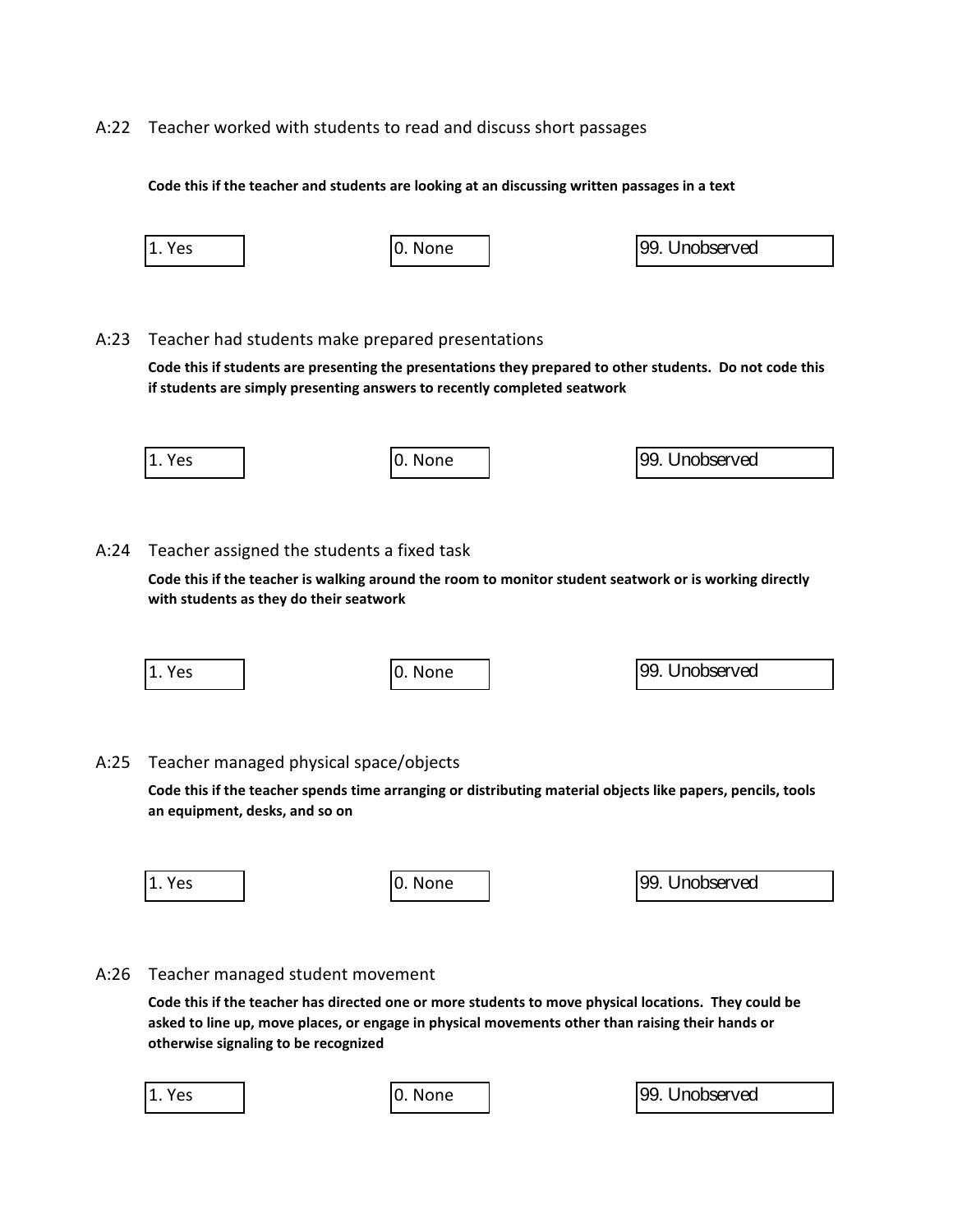A:22 Teacher worked with students to read and discuss short passages

**Code this if the teacher and students are looking at an discussing written passages in a text**

| 1. Yes | 0. None | 99. Unobserved |
|---|---|---|

A:23 Teacher had students make prepared presentations

**Code this if students are presenting the presentations they prepared to other students. Do not code this if students are simply presenting answers to recently completed seatwork**

| 1. Yes | 0. None | 99. Unobserved |
|---|---|---|

A:24 Teacher assigned the students a fixed task

**Code this if the teacher is walking around the room to monitor student seatwork or is working directly with students as they do their seatwork**

| 1. Yes | 0. None | 99. Unobserved |
|---|---|---|

A:25 Teacher managed physical space/objects

**Code this if the teacher spends time arranging or distributing material objects like papers, pencils, tools an equipment, desks, and so on**

| 1. Yes | 0. None | 99. Unobserved |
|---|---|---|

A:26 Teacher managed student movement

**Code this if the teacher has directed one or more students to move physical locations. They could be asked to line up, move places, or engage in physical movements other than raising their hands or otherwise signaling to be recognized**

| 1. Yes | 0. None | 99. Unobserved |
|---|---|---|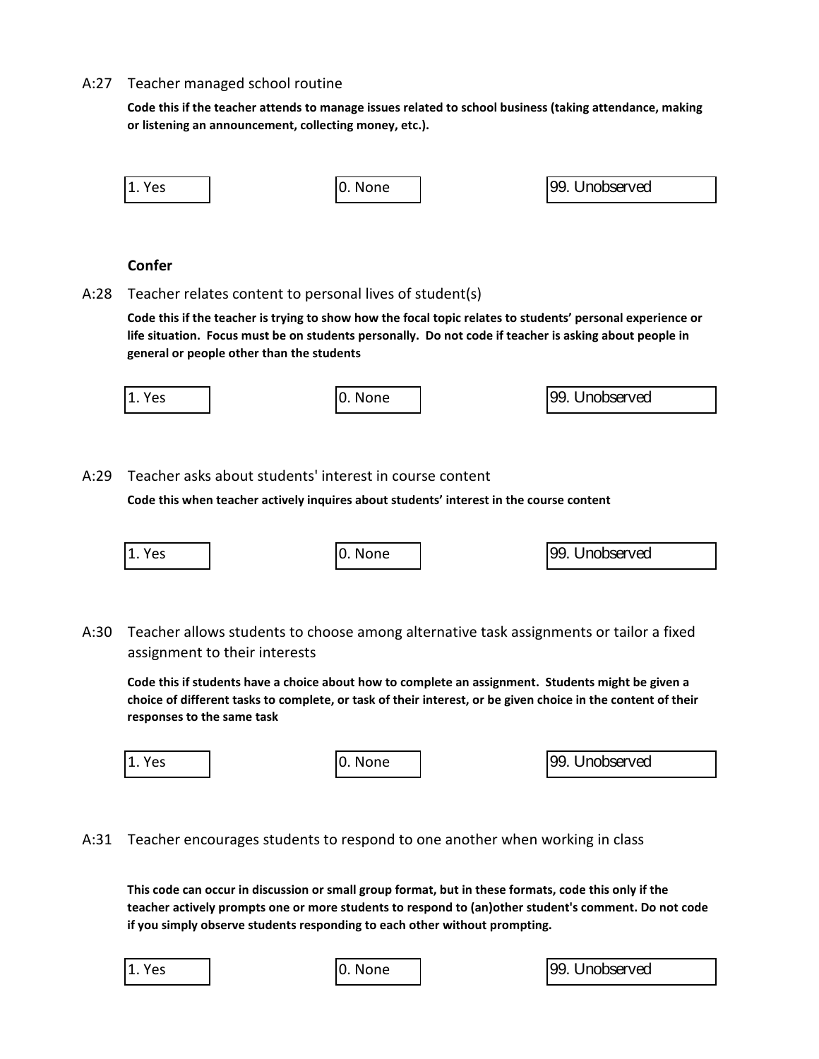A:27 Teacher managed school routine

**Code this if the teacher attends to manage issues related to school business (taking attendance, making or listening an announcement, collecting money, etc.).**

| 1. Yes | 0. None | 99. Unobserved |
|---|---|---|

**Confer**

A:28 Teacher relates content to personal lives of student(s)

**Code this if the teacher is trying to show how the focal topic relates to students' personal experience or life situation. Focus must be on students personally. Do not code if teacher is asking about people in general or people other than the students**

| 1. Yes | 0. None | 99. Unobserved |
|---|---|---|

A:29 Teacher asks about students' interest in course content

**Code this when teacher actively inquires about students' interest in the course content**

| 1. Yes | 0. None | 99. Unobserved |
|---|---|---|

A:30 Teacher allows students to choose among alternative task assignments or tailor a fixed assignment to their interests

**Code this if students have a choice about how to complete an assignment. Students might be given a choice of different tasks to complete, or task of their interest, or be given choice in the content of their responses to the same task**

| 1. Yes | 0. None | 99. Unobserved |
|---|---|---|

A:31 Teacher encourages students to respond to one another when working in class

**This code can occur in discussion or small group format, but in these formats, code this only if the teacher actively prompts one or more students to respond to (an)other student's comment. Do not code if you simply observe students responding to each other without prompting.**

| 1. Yes | 0. None | 99. Unobserved |
|---|---|---|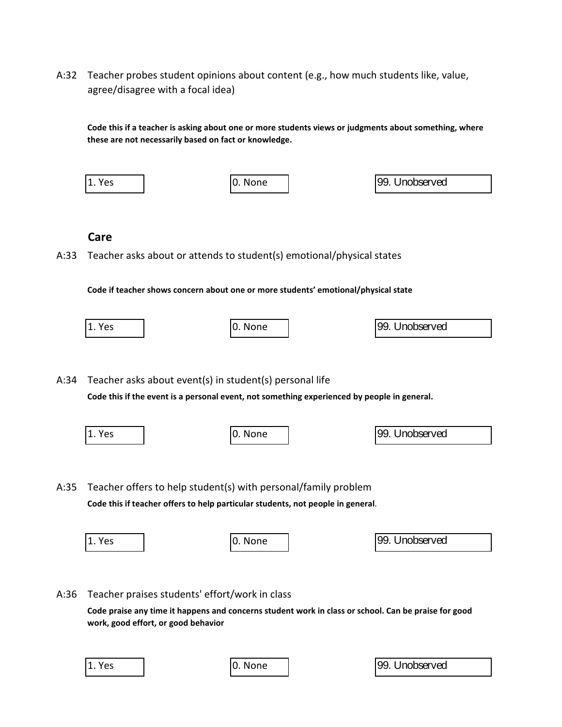A:32 Teacher probes student opinions about content (e.g., how much students like, value, agree/disagree with a focal idea)

**Code this if a teacher is asking about one or more students views or judgments about something, where these are not necessarily based on fact or knowledge.**

| 1. Yes | 0. None | 99. Unobserved |
|---|---|---|

### Care

A:33 Teacher asks about or attends to student(s) emotional/physical states

**Code if teacher shows concern about one or more students' emotional/physical state**

| 1. Yes | 0. None | 99. Unobserved |
|---|---|---|

A:34 Teacher asks about event(s) in student(s) personal life

**Code this if the event is a personal event, not something experienced by people in general.**

| 1. Yes | 0. None | 99. Unobserved |
|---|---|---|

A:35 Teacher offers to help student(s) with personal/family problem

**Code this if teacher offers to help particular students, not people in general**.

| 1. Yes | 0. None | 99. Unobserved |
|---|---|---|

A:36 Teacher praises students' effort/work in class

**Code praise any time it happens and concerns student work in class or school. Can be praise for good work, good effort, or good behavior**

| 1. Yes | 0. None | 99. Unobserved |
|---|---|---|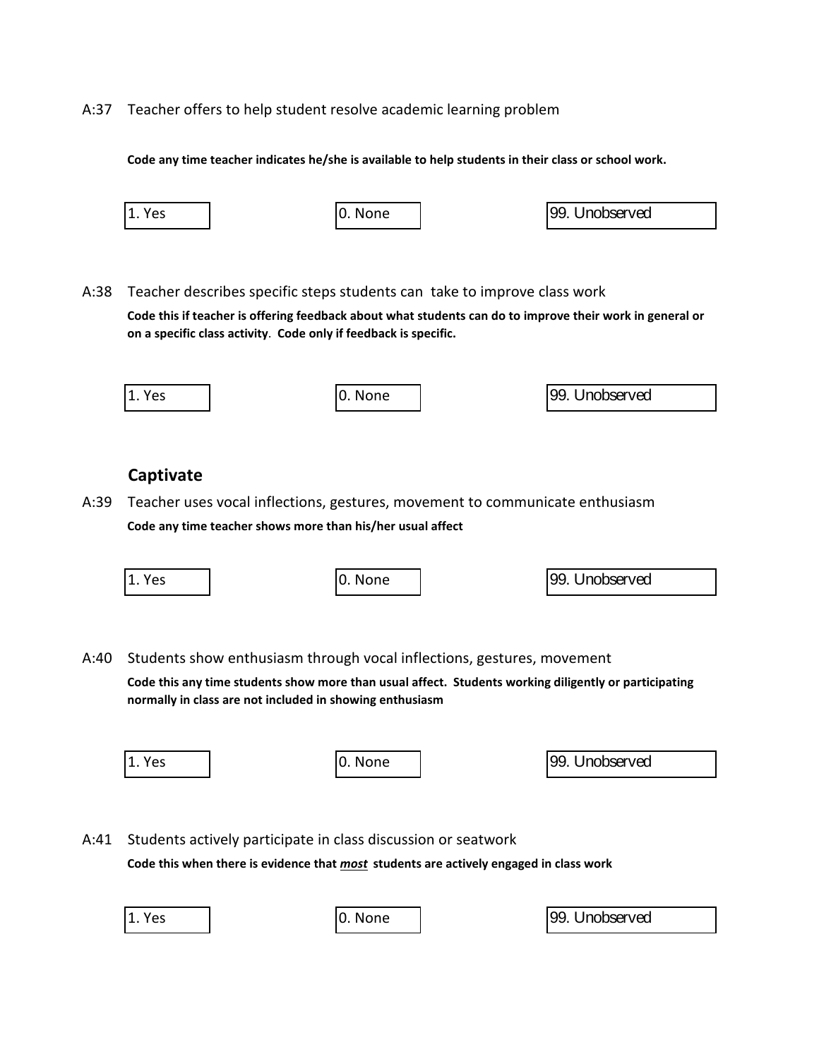A:37 Teacher offers to help student resolve academic learning problem

**Code any time teacher indicates he/she is available to help students in their class or school work.**

| 1. Yes | 0. None | 99. Unobserved |
|---|---|---|

A:38 Teacher describes specific steps students can take to improve class work

**Code this if teacher is offering feedback about what students can do to improve their work in general or on a specific class activity. Code only if feedback is specific.**

| 1. Yes | 0. None | 99. Unobserved |
|---|---|---|

## Captivate

A:39 Teacher uses vocal inflections, gestures, movement to communicate enthusiasm

**Code any time teacher shows more than his/her usual affect**

| 1. Yes | 0. None | 99. Unobserved |
|---|---|---|

A:40 Students show enthusiasm through vocal inflections, gestures, movement

**Code this any time students show more than usual affect. Students working diligently or participating normally in class are not included in showing enthusiasm**

| 1. Yes | 0. None | 99. Unobserved |
|---|---|---|

A:41 Students actively participate in class discussion or seatwork

**Code this when there is evidence that *most* students are actively engaged in class work**

| 1. Yes | 0. None | 99. Unobserved |
|---|---|---|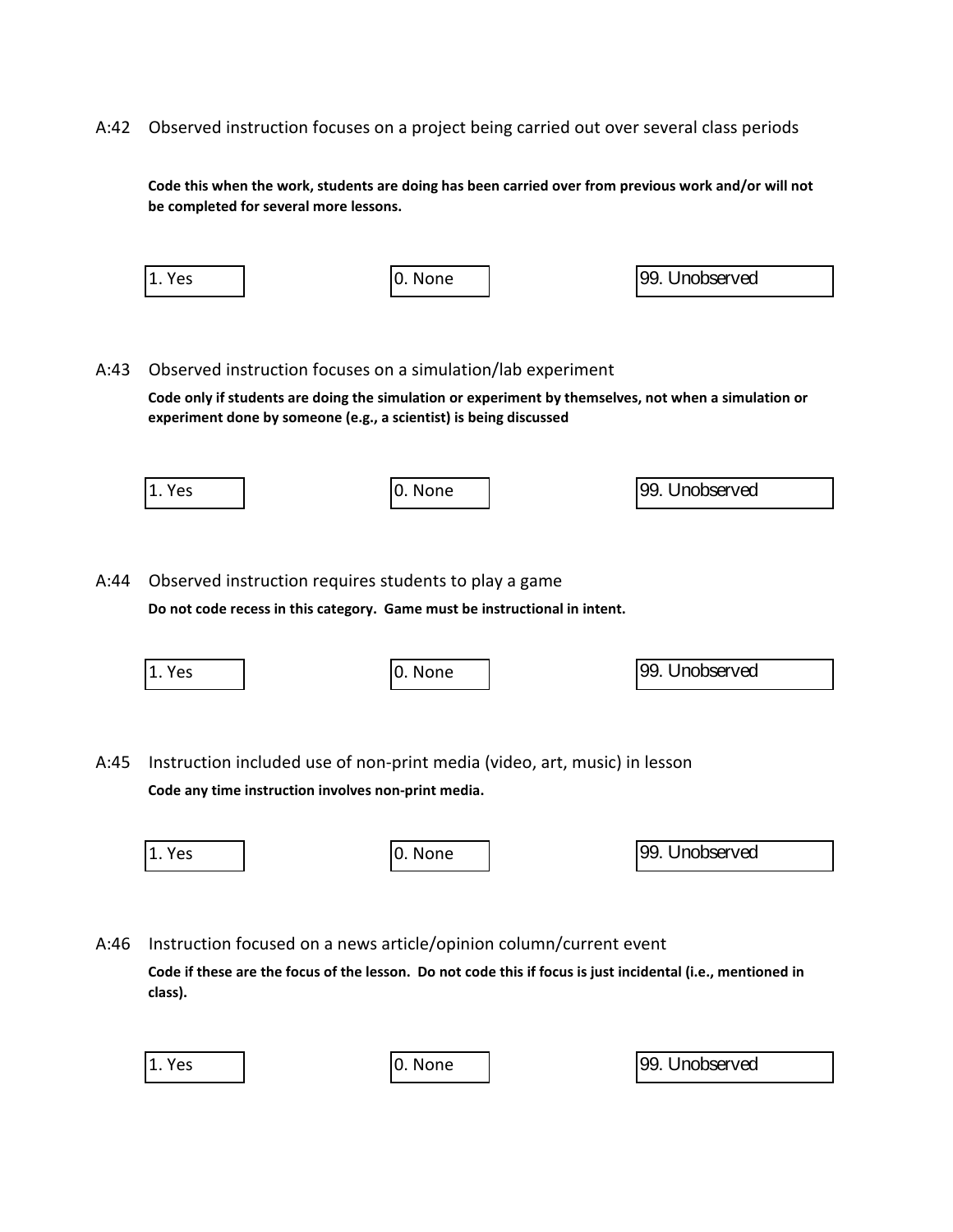A:42 Observed instruction focuses on a project being carried out over several class periods

**Code this when the work, students are doing has been carried over from previous work and/or will not be completed for several more lessons.**

| 1. Yes | 0. None | 99. Unobserved |
|---|---|---|

A:43 Observed instruction focuses on a simulation/lab experiment

**Code only if students are doing the simulation or experiment by themselves, not when a simulation or experiment done by someone (e.g., a scientist) is being discussed**

| 1. Yes | 0. None | 99. Unobserved |
|---|---|---|

A:44 Observed instruction requires students to play a game

**Do not code recess in this category. Game must be instructional in intent.**

| 1. Yes | 0. None | 99. Unobserved |
|---|---|---|

A:45 Instruction included use of non-print media (video, art, music) in lesson

**Code any time instruction involves non-print media.**

| 1. Yes | 0. None | 99. Unobserved |
|---|---|---|

A:46 Instruction focused on a news article/opinion column/current event

**Code if these are the focus of the lesson. Do not code this if focus is just incidental (i.e., mentioned in class).**

| 1. Yes | 0. None | 99. Unobserved |
|---|---|---|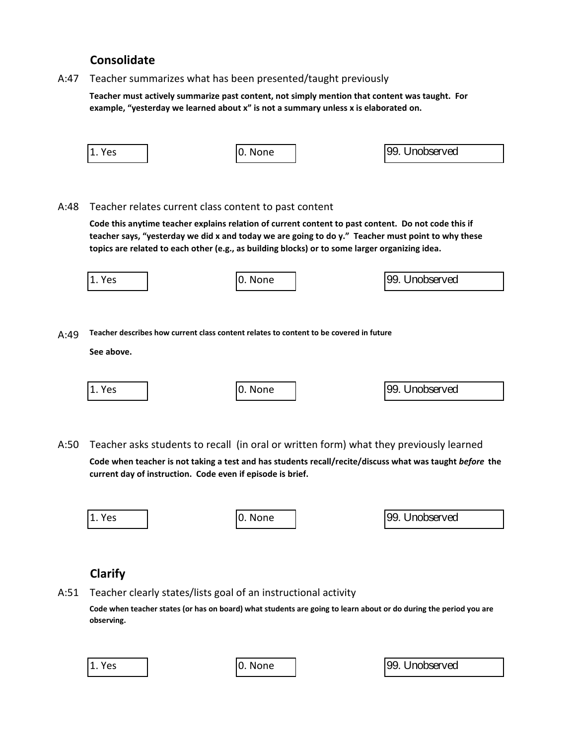## Consolidate

A:47 Teacher summarizes what has been presented/taught previously

**Teacher must actively summarize past content, not simply mention that content was taught. For example, "yesterday we learned about x" is not a summary unless x is elaborated on.**

| 1. Yes | 0. None | 99. Unobserved |
|---|---|---|

A:48 Teacher relates current class content to past content

**Code this anytime teacher explains relation of current content to past content. Do not code this if teacher says, "yesterday we did x and today we are going to do y." Teacher must point to why these topics are related to each other (e.g., as building blocks) or to some larger organizing idea.**

| 1. Yes | 0. None | 99. Unobserved |
|---|---|---|

A:49 **Teacher describes how current class content relates to content to be covered in future**

**See above.**

| 1. Yes | 0. None | 99. Unobserved |
|---|---|---|

A:50 Teacher asks students to recall (in oral or written form) what they previously learned

**Code when teacher is not taking a test and has students recall/recite/discuss what was taught *before* the current day of instruction. Code even if episode is brief.**

| 1. Yes | 0. None | 99. Unobserved |
|---|---|---|

## Clarify

A:51 Teacher clearly states/lists goal of an instructional activity

**Code when teacher states (or has on board) what students are going to learn about or do during the period you are observing.**

| 1. Yes | 0. None | 99. Unobserved |
|---|---|---|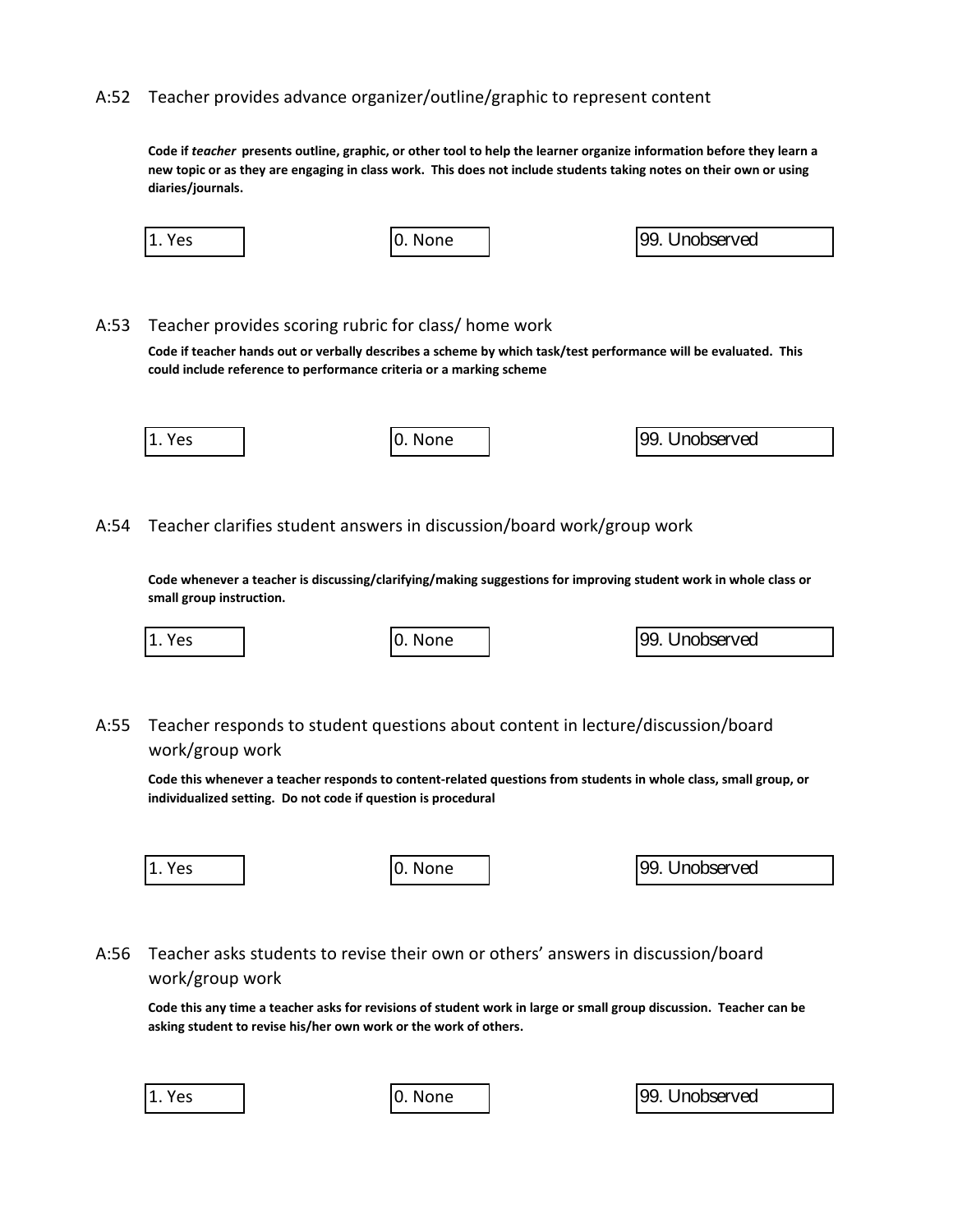A:52 Teacher provides advance organizer/outline/graphic to represent content

**Code if *teacher* presents outline, graphic, or other tool to help the learner organize information before they learn a new topic or as they are engaging in class work. This does not include students taking notes on their own or using diaries/journals.**

| 1. Yes | 0. None | 99. Unobserved |
|---|---|---|

A:53 Teacher provides scoring rubric for class/ home work

**Code if teacher hands out or verbally describes a scheme by which task/test performance will be evaluated. This could include reference to performance criteria or a marking scheme**

| 1. Yes | 0. None | 99. Unobserved |
|---|---|---|

A:54 Teacher clarifies student answers in discussion/board work/group work

**Code whenever a teacher is discussing/clarifying/making suggestions for improving student work in whole class or small group instruction.**

| 1. Yes | 0. None | 99. Unobserved |
|---|---|---|

A:55 Teacher responds to student questions about content in lecture/discussion/board work/group work

**Code this whenever a teacher responds to content-related questions from students in whole class, small group, or individualized setting. Do not code if question is procedural**

| 1. Yes | 0. None | 99. Unobserved |
|---|---|---|

A:56 Teacher asks students to revise their own or others' answers in discussion/board work/group work

**Code this any time a teacher asks for revisions of student work in large or small group discussion. Teacher can be asking student to revise his/her own work or the work of others.**

| 1. Yes | 0. None | 99. Unobserved |
|---|---|---|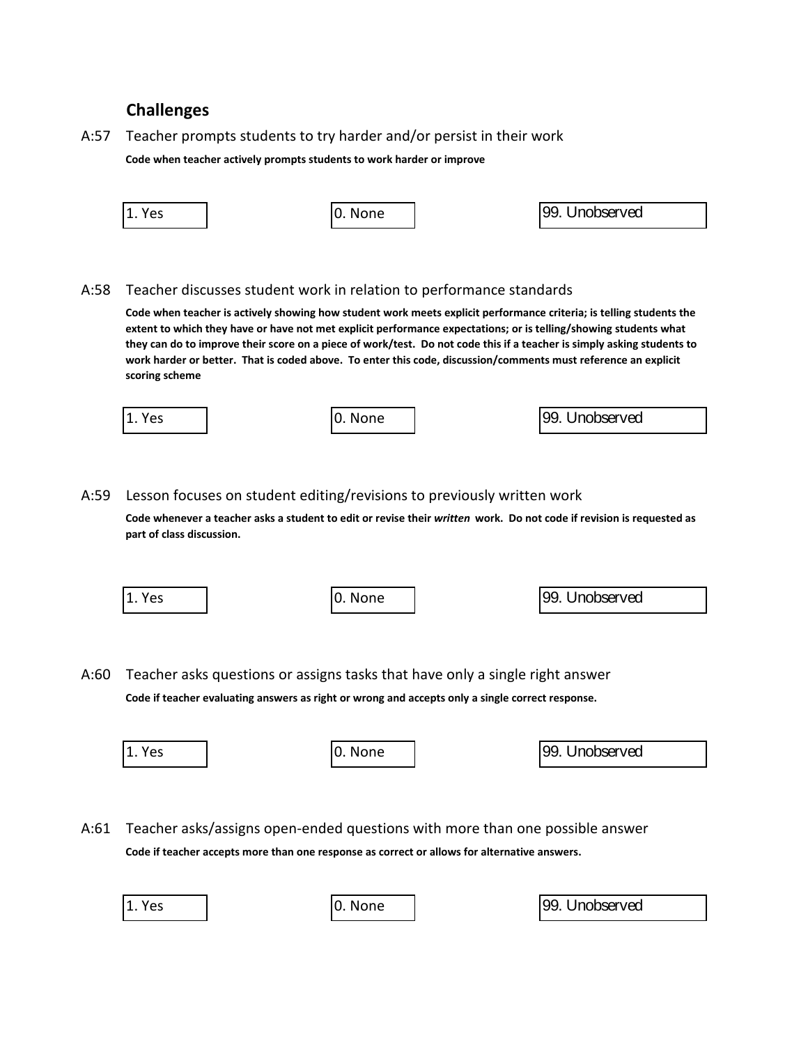## Challenges

A:57 Teacher prompts students to try harder and/or persist in their work

**Code when teacher actively prompts students to work harder or improve**

1. Yes | 0. None | 99. Unobserved

A:58 Teacher discusses student work in relation to performance standards

**Code when teacher is actively showing how student work meets explicit performance criteria; is telling students the extent to which they have or have not met explicit performance expectations; or is telling/showing students what they can do to improve their score on a piece of work/test. Do not code this if a teacher is simply asking students to work harder or better. That is coded above. To enter this code, discussion/comments must reference an explicit scoring scheme**

1. Yes | 0. None | 99. Unobserved

A:59 Lesson focuses on student editing/revisions to previously written work

**Code whenever a teacher asks a student to edit or revise their *written* work. Do not code if revision is requested as part of class discussion.**

1. Yes | 0. None | 99. Unobserved

A:60 Teacher asks questions or assigns tasks that have only a single right answer

**Code if teacher evaluating answers as right or wrong and accepts only a single correct response.**

1. Yes | 0. None | 99. Unobserved

A:61 Teacher asks/assigns open-ended questions with more than one possible answer

**Code if teacher accepts more than one response as correct or allows for alternative answers.**

1. Yes | 0. None | 99. Unobserved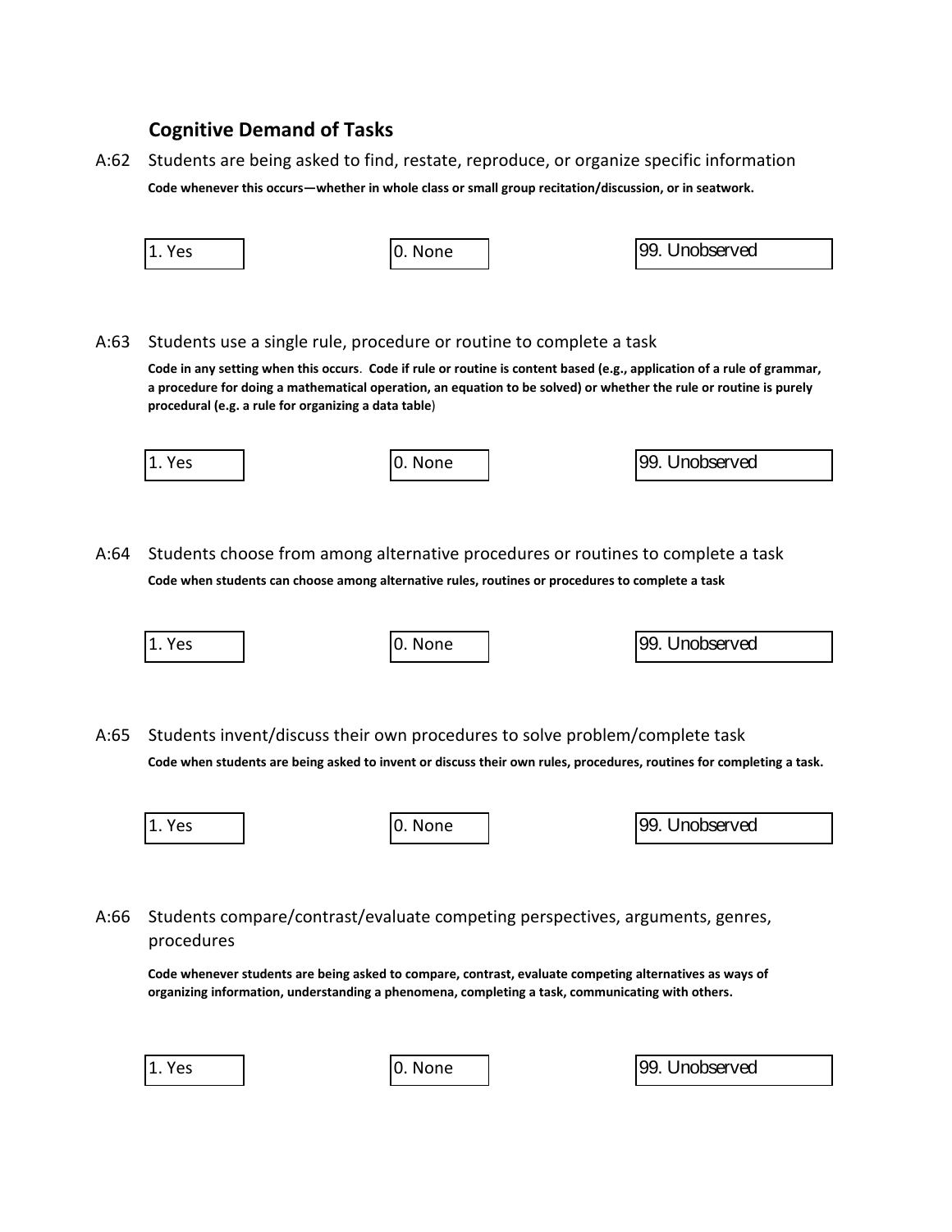## Cognitive Demand of Tasks

A:62 Students are being asked to find, restate, reproduce, or organize specific information

**Code whenever this occurs—whether in whole class or small group recitation/discussion, or in seatwork.**

| 1. Yes | 0. None | 99. Unobserved |
|---|---|---|

A:63 Students use a single rule, procedure or routine to complete a task

**Code in any setting when this occurs**. **Code if rule or routine is content based (e.g., application of a rule of grammar, a procedure for doing a mathematical operation, an equation to be solved) or whether the rule or routine is purely procedural (e.g. a rule for organizing a data table**)

| 1. Yes | 0. None | 99. Unobserved |
|---|---|---|

A:64 Students choose from among alternative procedures or routines to complete a task

**Code when students can choose among alternative rules, routines or procedures to complete a task**

| 1. Yes | 0. None | 99. Unobserved |
|---|---|---|

A:65 Students invent/discuss their own procedures to solve problem/complete task

**Code when students are being asked to invent or discuss their own rules, procedures, routines for completing a task.**

| 1. Yes | 0. None | 99. Unobserved |
|---|---|---|

A:66 Students compare/contrast/evaluate competing perspectives, arguments, genres, procedures

**Code whenever students are being asked to compare, contrast, evaluate competing alternatives as ways of organizing information, understanding a phenomena, completing a task, communicating with others.**

| 1. Yes | 0. None | 99. Unobserved |
|---|---|---|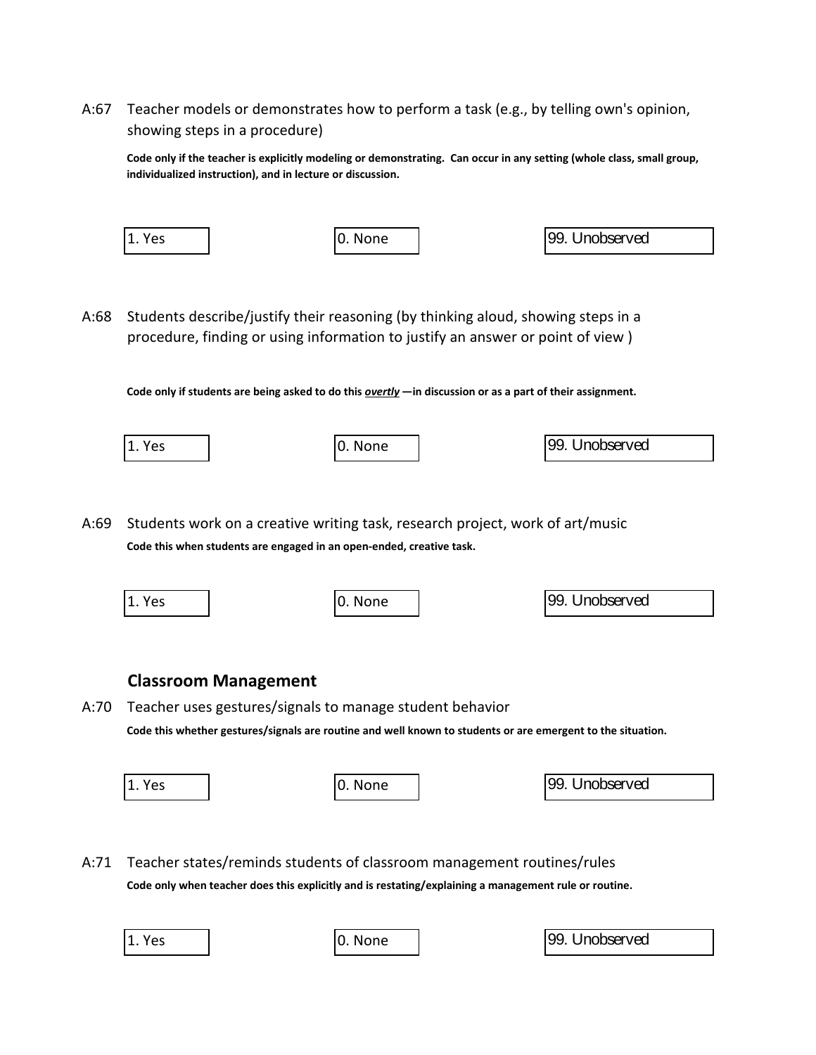A:67 Teacher models or demonstrates how to perform a task (e.g., by telling own's opinion, showing steps in a procedure)

**Code only if the teacher is explicitly modeling or demonstrating. Can occur in any setting (whole class, small group, individualized instruction), and in lecture or discussion.**

| 1. Yes | 0. None | 99. Unobserved |
|---|---|---|

A:68 Students describe/justify their reasoning (by thinking aloud, showing steps in a procedure, finding or using information to justify an answer or point of view )

**Code only if students are being asked to do this _**overtly**_ —in discussion or as a part of their assignment.**

| 1. Yes | 0. None | 99. Unobserved |
|---|---|---|

A:69 Students work on a creative writing task, research project, work of art/music

**Code this when students are engaged in an open-ended, creative task.**

| 1. Yes | 0. None | 99. Unobserved |
|---|---|---|

## Classroom Management

A:70 Teacher uses gestures/signals to manage student behavior

**Code this whether gestures/signals are routine and well known to students or are emergent to the situation.**

| 1. Yes | 0. None | 99. Unobserved |
|---|---|---|

A:71 Teacher states/reminds students of classroom management routines/rules

**Code only when teacher does this explicitly and is restating/explaining a management rule or routine.**

| 1. Yes | 0. None | 99. Unobserved |
|---|---|---|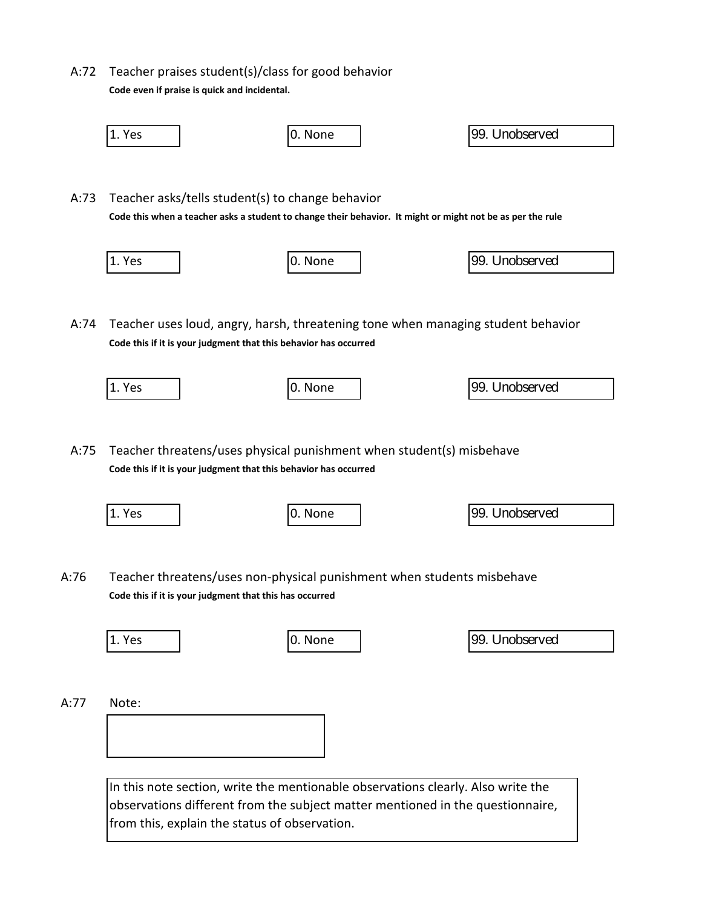A:72 Teacher praises student(s)/class for good behavior

**Code even if praise is quick and incidental.**

1. Yes    0. None    99. Unobserved

A:73 Teacher asks/tells student(s) to change behavior

**Code this when a teacher asks a student to change their behavior. It might or might not be as per the rule**

1. Yes    0. None    99. Unobserved

A:74 Teacher uses loud, angry, harsh, threatening tone when managing student behavior

**Code this if it is your judgment that this behavior has occurred**

1. Yes    0. None    99. Unobserved

A:75 Teacher threatens/uses physical punishment when student(s) misbehave

**Code this if it is your judgment that this behavior has occurred**

1. Yes    0. None    99. Unobserved

A:76 Teacher threatens/uses non-physical punishment when students misbehave

**Code this if it is your judgment that this has occurred**

1. Yes    0. None    99. Unobserved

A:77 Note:

In this note section, write the mentionable observations clearly. Also write the observations different from the subject matter mentioned in the questionnaire, from this, explain the status of observation.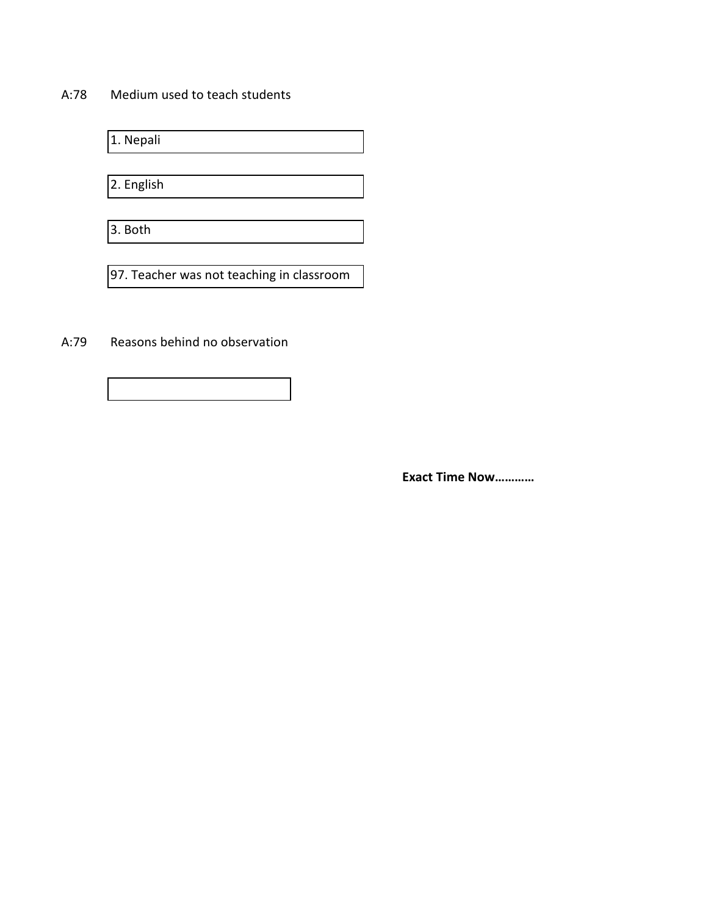A:78 Medium used to teach students

- 1. Nepali
- 2. English
- 3. Both
- 97. Teacher was not teaching in classroom

A:79 Reasons behind no observation

**Exact Time Now…………**